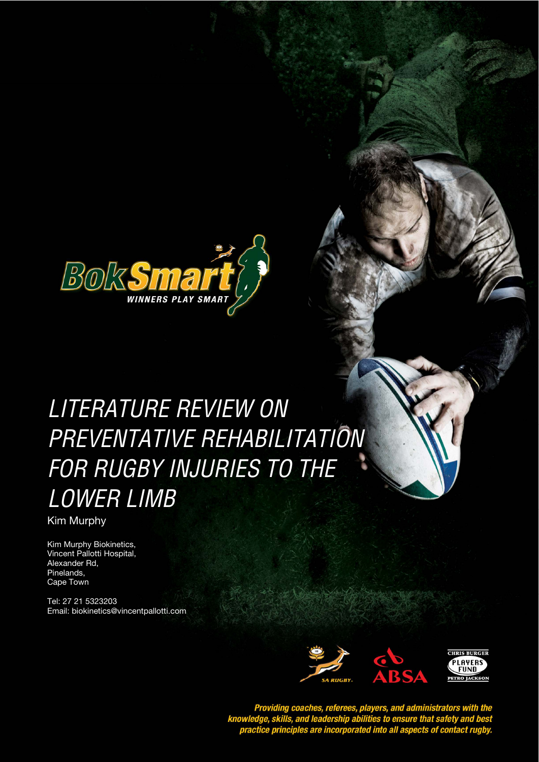# LITERATURE REVIEW ON PREVENTATIVE REHABILITATION FOR RUGBY INJURIES TO THE LOWER LIMB

Kim Murphy

Kim Murphy Biokinetics,
Vincent Pallotti Hospital,
Alexander Rd,
Pinelands,
Cape Town

Tel: 27 21 5323203
Email: biokinetics@vincentpallotti.com

*Providing coaches, referees, players, and administrators with the knowledge, skills, and leadership abilities to ensure that safety and best practice principles are incorporated into all aspects of contact rugby.*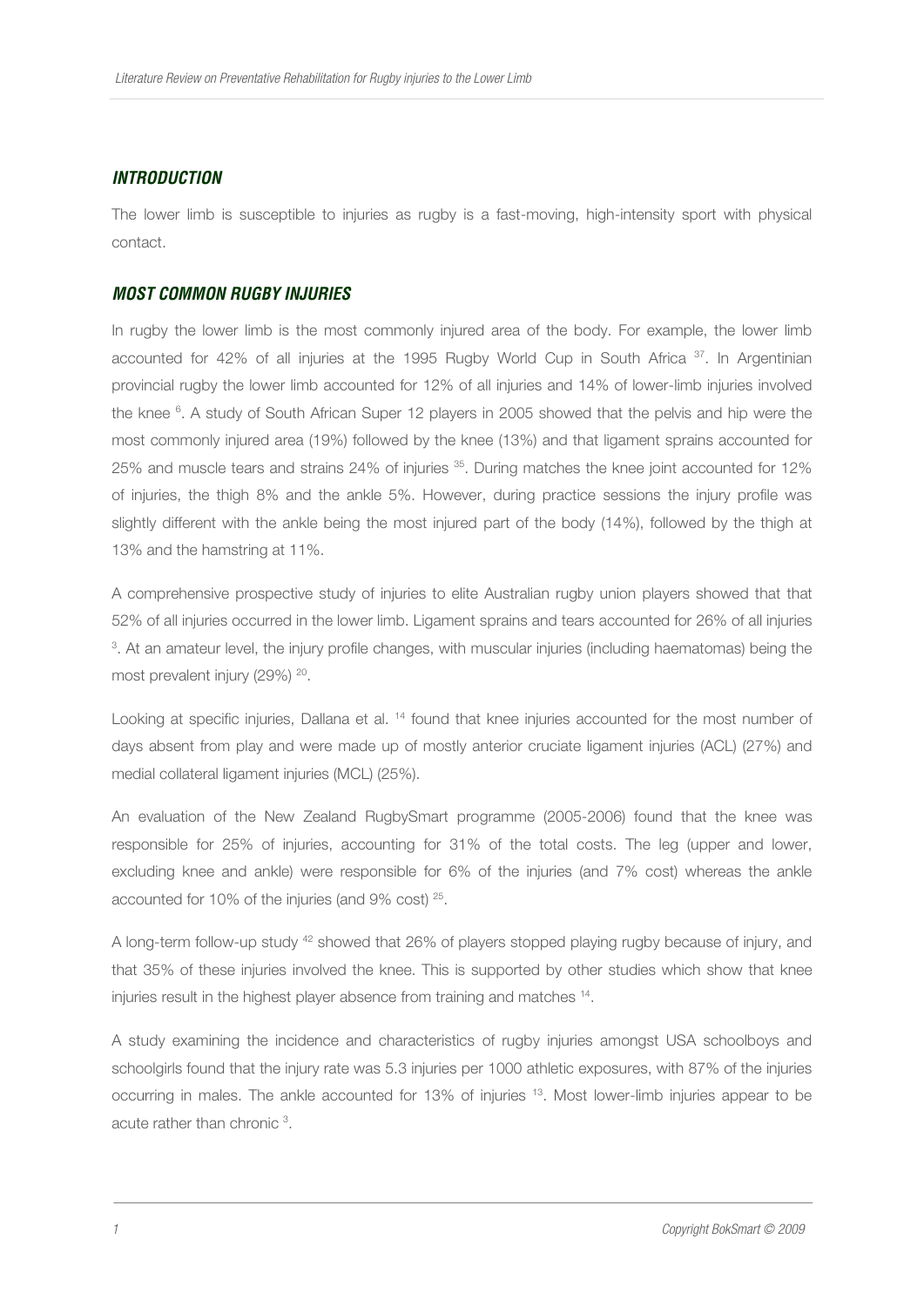## *INTRODUCTION*

The lower limb is susceptible to injuries as rugby is a fast-moving, high-intensity sport with physical contact.

## *MOST COMMON RUGBY INJURIES*

In rugby the lower limb is the most commonly injured area of the body. For example, the lower limb accounted for 42% of all injuries at the 1995 Rugby World Cup in South Africa [37]. In Argentinian provincial rugby the lower limb accounted for 12% of all injuries and 14% of lower-limb injuries involved the knee [6]. A study of South African Super 12 players in 2005 showed that the pelvis and hip were the most commonly injured area (19%) followed by the knee (13%) and that ligament sprains accounted for 25% and muscle tears and strains 24% of injuries [35]. During matches the knee joint accounted for 12% of injuries, the thigh 8% and the ankle 5%. However, during practice sessions the injury profile was slightly different with the ankle being the most injured part of the body (14%), followed by the thigh at 13% and the hamstring at 11%.

A comprehensive prospective study of injuries to elite Australian rugby union players showed that that 52% of all injuries occurred in the lower limb. Ligament sprains and tears accounted for 26% of all injuries [3]. At an amateur level, the injury profile changes, with muscular injuries (including haematomas) being the most prevalent injury (29%) [20].

Looking at specific injuries, Dallana et al. [14] found that knee injuries accounted for the most number of days absent from play and were made up of mostly anterior cruciate ligament injuries (ACL) (27%) and medial collateral ligament injuries (MCL) (25%).

An evaluation of the New Zealand RugbySmart programme (2005-2006) found that the knee was responsible for 25% of injuries, accounting for 31% of the total costs. The leg (upper and lower, excluding knee and ankle) were responsible for 6% of the injuries (and 7% cost) whereas the ankle accounted for 10% of the injuries (and 9% cost) [25].

A long-term follow-up study [42] showed that 26% of players stopped playing rugby because of injury, and that 35% of these injuries involved the knee. This is supported by other studies which show that knee injuries result in the highest player absence from training and matches [14].

A study examining the incidence and characteristics of rugby injuries amongst USA schoolboys and schoolgirls found that the injury rate was 5.3 injuries per 1000 athletic exposures, with 87% of the injuries occurring in males. The ankle accounted for 13% of injuries [13]. Most lower-limb injuries appear to be acute rather than chronic [3].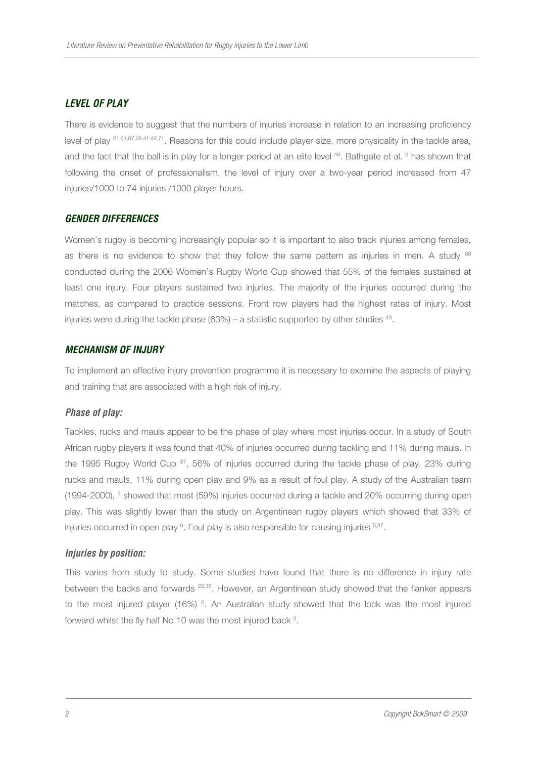### ***LEVEL OF PLAY***

There is evidence to suggest that the numbers of injuries increase in relation to an increasing proficiency level of play [21,61,67,28,41,42,71]. Reasons for this could include player size, more physicality in the tackle area, and the fact that the ball is in play for a longer period at an elite level [48]. Bathgate et al. [3] has shown that following the onset of professionalism, the level of injury over a two-year period increased from 47 injuries/1000 to 74 injuries /1000 player hours.

### ***GENDER DIFFERENCES***

Women's rugby is becoming increasingly popular so it is important to also track injuries among females, as there is no evidence to show that they follow the same pattern as injuries in men. A study [58] conducted during the 2006 Women's Rugby World Cup showed that 55% of the females sustained at least one injury. Four players sustained two injuries. The majority of the injuries occurred during the matches, as compared to practice sessions. Front row players had the highest rates of injury. Most injuries were during the tackle phase (63%) – a statistic supported by other studies [43].

### ***MECHANISM OF INJURY***

To implement an effective injury prevention programme it is necessary to examine the aspects of playing and training that are associated with a high risk of injury.

#### ***Phase of play:***

Tackles, rucks and mauls appear to be the phase of play where most injuries occur. In a study of South African rugby players it was found that 40% of injuries occurred during tackling and 11% during mauls. In the 1995 Rugby World Cup [37], 56% of injuries occurred during the tackle phase of play, 23% during rucks and mauls, 11% during open play and 9% as a result of foul play. A study of the Australian team (1994-2000), [3] showed that most (59%) injuries occurred during a tackle and 20% occurring during open play. This was slightly lower than the study on Argentinean rugby players which showed that 33% of injuries occurred in open play [6]. Foul play is also responsible for causing injuries [5,37].

#### ***Injuries by position:***

This varies from study to study. Some studies have found that there is no difference in injury rate between the backs and forwards [23,36]. However, an Argentinean study showed that the flanker appears to the most injured player (16%) [6]. An Australian study showed that the lock was the most injured forward whilst the fly half No 10 was the most injured back [3].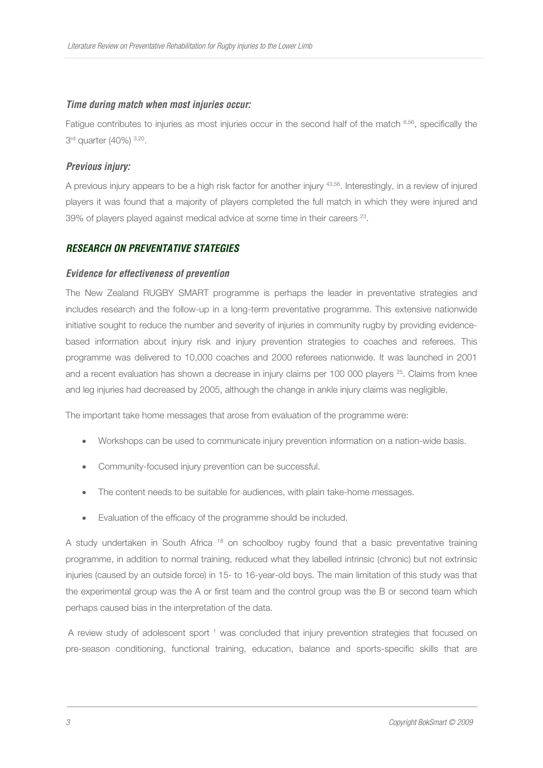### *Time during match when most injuries occur:*

Fatigue contributes to injuries as most injuries occur in the second half of the match [6,56], specifically the 3rd quarter (40%) [3,20].

### *Previous injury:*

A previous injury appears to be a high risk factor for another injury [43,56]. Interestingly, in a review of injured players it was found that a majority of players completed the full match in which they were injured and 39% of players played against medical advice at some time in their careers [23].

## *RESEARCH ON PREVENTATIVE STATEGIES*

### *Evidence for effectiveness of prevention*

The New Zealand RUGBY SMART programme is perhaps the leader in preventative strategies and includes research and the follow-up in a long-term preventative programme. This extensive nationwide initiative sought to reduce the number and severity of injuries in community rugby by providing evidence-based information about injury risk and injury prevention strategies to coaches and referees. This programme was delivered to 10,000 coaches and 2000 referees nationwide. It was launched in 2001 and a recent evaluation has shown a decrease in injury claims per 100 000 players [25]. Claims from knee and leg injuries had decreased by 2005, although the change in ankle injury claims was negligible.

The important take home messages that arose from evaluation of the programme were:

- Workshops can be used to communicate injury prevention information on a nation-wide basis.
- Community-focused injury prevention can be successful.
- The content needs to be suitable for audiences, with plain take-home messages.
- Evaluation of the efficacy of the programme should be included.

A study undertaken in South Africa [18] on schoolboy rugby found that a basic preventative training programme, in addition to normal training, reduced what they labelled intrinsic (chronic) but not extrinsic injuries (caused by an outside force) in 15- to 16-year-old boys. The main limitation of this study was that the experimental group was the A or first team and the control group was the B or second team which perhaps caused bias in the interpretation of the data.

A review study of adolescent sport [1] was concluded that injury prevention strategies that focused on pre-season conditioning, functional training, education, balance and sports-specific skills that are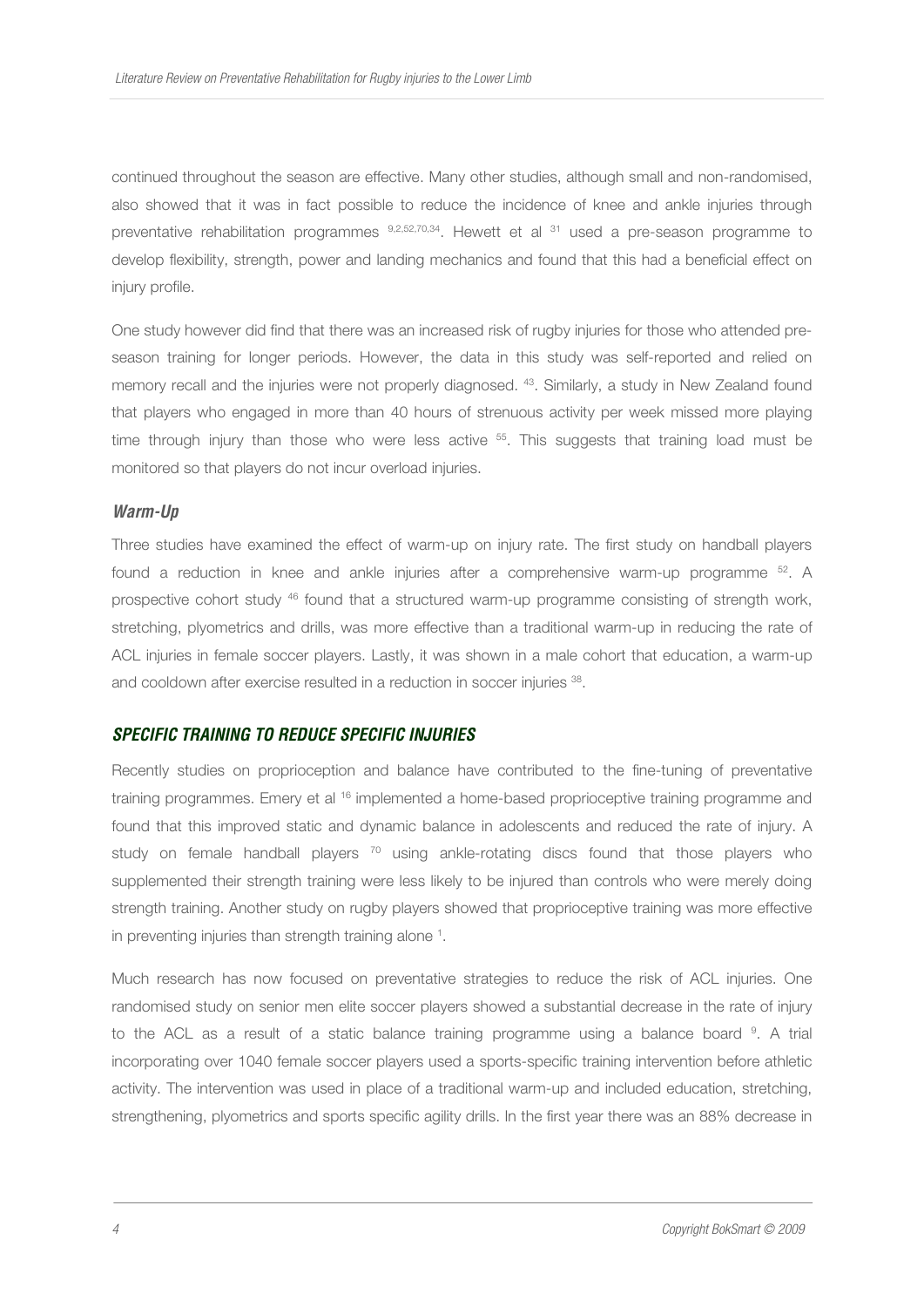continued throughout the season are effective. Many other studies, although small and non-randomised, also showed that it was in fact possible to reduce the incidence of knee and ankle injuries through preventative rehabilitation programmes [9,2,52,70,34]. Hewett et al [31] used a pre-season programme to develop flexibility, strength, power and landing mechanics and found that this had a beneficial effect on injury profile.

One study however did find that there was an increased risk of rugby injuries for those who attended pre-season training for longer periods. However, the data in this study was self-reported and relied on memory recall and the injuries were not properly diagnosed. [43]. Similarly, a study in New Zealand found that players who engaged in more than 40 hours of strenuous activity per week missed more playing time through injury than those who were less active [55]. This suggests that training load must be monitored so that players do not incur overload injuries.

### *Warm-Up*

Three studies have examined the effect of warm-up on injury rate. The first study on handball players found a reduction in knee and ankle injuries after a comprehensive warm-up programme [52]. A prospective cohort study [46] found that a structured warm-up programme consisting of strength work, stretching, plyometrics and drills, was more effective than a traditional warm-up in reducing the rate of ACL injuries in female soccer players. Lastly, it was shown in a male cohort that education, a warm-up and cooldown after exercise resulted in a reduction in soccer injuries [38].

## *SPECIFIC TRAINING TO REDUCE SPECIFIC INJURIES*

Recently studies on proprioception and balance have contributed to the fine-tuning of preventative training programmes. Emery et al [16] implemented a home-based proprioceptive training programme and found that this improved static and dynamic balance in adolescents and reduced the rate of injury. A study on female handball players [70] using ankle-rotating discs found that those players who supplemented their strength training were less likely to be injured than controls who were merely doing strength training. Another study on rugby players showed that proprioceptive training was more effective in preventing injuries than strength training alone [1].

Much research has now focused on preventative strategies to reduce the risk of ACL injuries. One randomised study on senior men elite soccer players showed a substantial decrease in the rate of injury to the ACL as a result of a static balance training programme using a balance board [9]. A trial incorporating over 1040 female soccer players used a sports-specific training intervention before athletic activity. The intervention was used in place of a traditional warm-up and included education, stretching, strengthening, plyometrics and sports specific agility drills. In the first year there was an 88% decrease in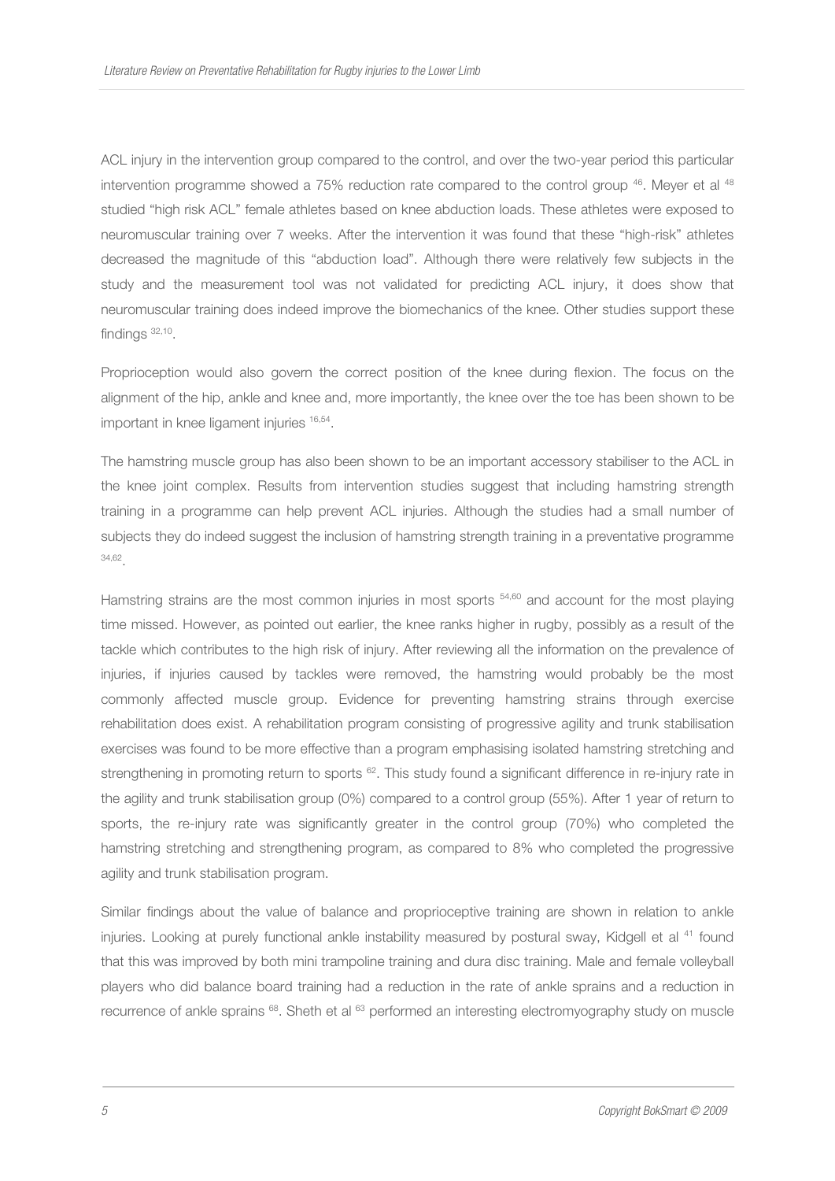ACL injury in the intervention group compared to the control, and over the two-year period this particular intervention programme showed a 75% reduction rate compared to the control group [46]. Meyer et al [48] studied "high risk ACL" female athletes based on knee abduction loads. These athletes were exposed to neuromuscular training over 7 weeks. After the intervention it was found that these "high-risk" athletes decreased the magnitude of this "abduction load". Although there were relatively few subjects in the study and the measurement tool was not validated for predicting ACL injury, it does show that neuromuscular training does indeed improve the biomechanics of the knee. Other studies support these findings [32,10].

Proprioception would also govern the correct position of the knee during flexion. The focus on the alignment of the hip, ankle and knee and, more importantly, the knee over the toe has been shown to be important in knee ligament injuries [16,54].

The hamstring muscle group has also been shown to be an important accessory stabiliser to the ACL in the knee joint complex. Results from intervention studies suggest that including hamstring strength training in a programme can help prevent ACL injuries. Although the studies had a small number of subjects they do indeed suggest the inclusion of hamstring strength training in a preventative programme [34,62].

Hamstring strains are the most common injuries in most sports [54,60] and account for the most playing time missed. However, as pointed out earlier, the knee ranks higher in rugby, possibly as a result of the tackle which contributes to the high risk of injury. After reviewing all the information on the prevalence of injuries, if injuries caused by tackles were removed, the hamstring would probably be the most commonly affected muscle group. Evidence for preventing hamstring strains through exercise rehabilitation does exist. A rehabilitation program consisting of progressive agility and trunk stabilisation exercises was found to be more effective than a program emphasising isolated hamstring stretching and strengthening in promoting return to sports [62]. This study found a significant difference in re-injury rate in the agility and trunk stabilisation group (0%) compared to a control group (55%). After 1 year of return to sports, the re-injury rate was significantly greater in the control group (70%) who completed the hamstring stretching and strengthening program, as compared to 8% who completed the progressive agility and trunk stabilisation program.

Similar findings about the value of balance and proprioceptive training are shown in relation to ankle injuries. Looking at purely functional ankle instability measured by postural sway, Kidgell et al [41] found that this was improved by both mini trampoline training and dura disc training. Male and female volleyball players who did balance board training had a reduction in the rate of ankle sprains and a reduction in recurrence of ankle sprains [68]. Sheth et al [63] performed an interesting electromyography study on muscle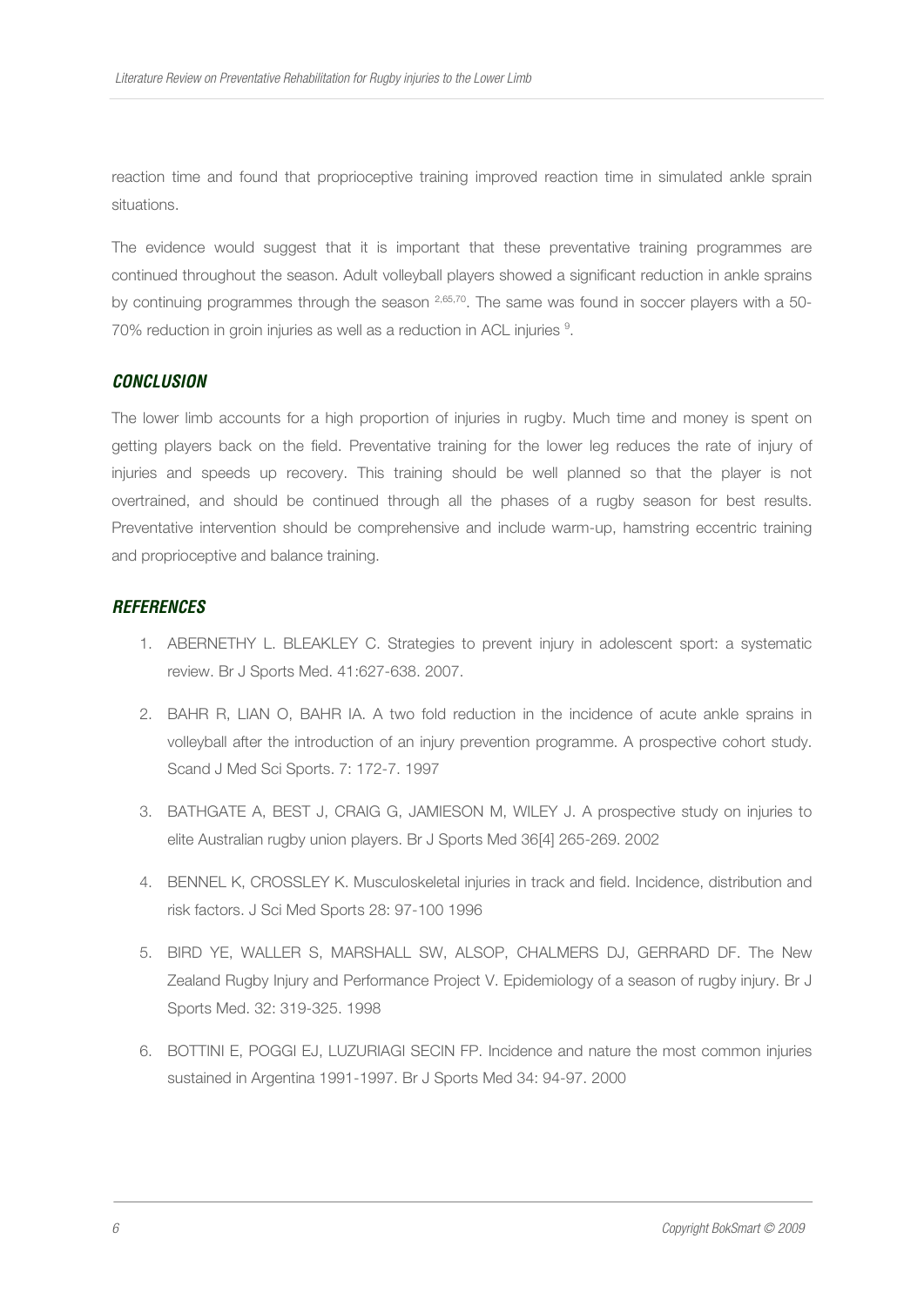reaction time and found that proprioceptive training improved reaction time in simulated ankle sprain situations.

The evidence would suggest that it is important that these preventative training programmes are continued throughout the season. Adult volleyball players showed a significant reduction in ankle sprains by continuing programmes through the season [2,65,70]. The same was found in soccer players with a 50-70% reduction in groin injuries as well as a reduction in ACL injuries [9].

## CONCLUSION

The lower limb accounts for a high proportion of injuries in rugby. Much time and money is spent on getting players back on the field. Preventative training for the lower leg reduces the rate of injury of injuries and speeds up recovery. This training should be well planned so that the player is not overtrained, and should be continued through all the phases of a rugby season for best results. Preventative intervention should be comprehensive and include warm-up, hamstring eccentric training and proprioceptive and balance training.

## REFERENCES

1. ABERNETHY L. BLEAKLEY C. Strategies to prevent injury in adolescent sport: a systematic review. Br J Sports Med. 41:627-638. 2007.
2. BAHR R, LIAN O, BAHR IA. A two fold reduction in the incidence of acute ankle sprains in volleyball after the introduction of an injury prevention programme. A prospective cohort study. Scand J Med Sci Sports. 7: 172-7. 1997
3. BATHGATE A, BEST J, CRAIG G, JAMIESON M, WILEY J. A prospective study on injuries to elite Australian rugby union players. Br J Sports Med 36[4] 265-269. 2002
4. BENNEL K, CROSSLEY K. Musculoskeletal injuries in track and field. Incidence, distribution and risk factors. J Sci Med Sports 28: 97-100 1996
5. BIRD YE, WALLER S, MARSHALL SW, ALSOP, CHALMERS DJ, GERRARD DF. The New Zealand Rugby Injury and Performance Project V. Epidemiology of a season of rugby injury. Br J Sports Med. 32: 319-325. 1998
6. BOTTINI E, POGGI EJ, LUZURIAGI SECIN FP. Incidence and nature the most common injuries sustained in Argentina 1991-1997. Br J Sports Med 34: 94-97. 2000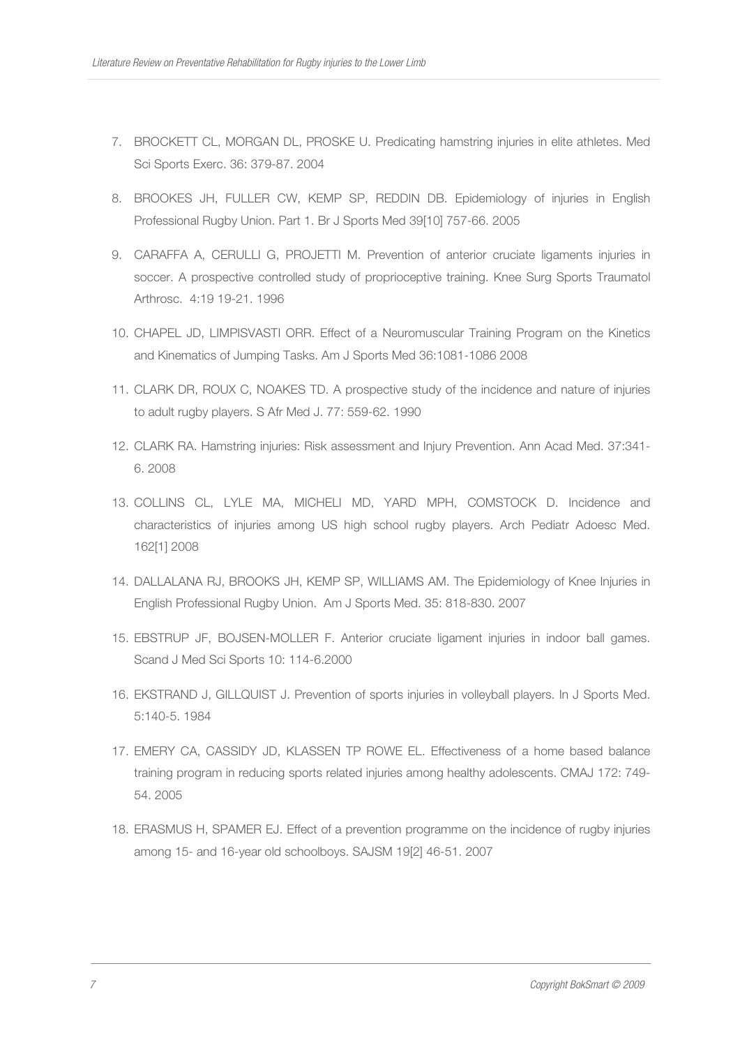7. BROCKETT CL, MORGAN DL, PROSKE U. Predicating hamstring injuries in elite athletes. Med Sci Sports Exerc. 36: 379-87. 2004
8. BROOKES JH, FULLER CW, KEMP SP, REDDIN DB. Epidemiology of injuries in English Professional Rugby Union. Part 1. Br J Sports Med 39[10] 757-66. 2005
9. CARAFFA A, CERULLI G, PROJETTI M. Prevention of anterior cruciate ligaments injuries in soccer. A prospective controlled study of proprioceptive training. Knee Surg Sports Traumatol Arthrosc. 4:19 19-21. 1996
10. CHAPEL JD, LIMPISVASTI ORR. Effect of a Neuromuscular Training Program on the Kinetics and Kinematics of Jumping Tasks. Am J Sports Med 36:1081-1086 2008
11. CLARK DR, ROUX C, NOAKES TD. A prospective study of the incidence and nature of injuries to adult rugby players. S Afr Med J. 77: 559-62. 1990
12. CLARK RA. Hamstring injuries: Risk assessment and Injury Prevention. Ann Acad Med. 37:341-6. 2008
13. COLLINS CL, LYLE MA, MICHELI MD, YARD MPH, COMSTOCK D. Incidence and characteristics of injuries among US high school rugby players. Arch Pediatr Adoesc Med. 162[1] 2008
14. DALLALANA RJ, BROOKS JH, KEMP SP, WILLIAMS AM. The Epidemiology of Knee Injuries in English Professional Rugby Union. Am J Sports Med. 35: 818-830. 2007
15. EBSTRUP JF, BOJSEN-MOLLER F. Anterior cruciate ligament injuries in indoor ball games. Scand J Med Sci Sports 10: 114-6.2000
16. EKSTRAND J, GILLQUIST J. Prevention of sports injuries in volleyball players. In J Sports Med. 5:140-5. 1984
17. EMERY CA, CASSIDY JD, KLASSEN TP ROWE EL. Effectiveness of a home based balance training program in reducing sports related injuries among healthy adolescents. CMAJ 172: 749-54. 2005
18. ERASMUS H, SPAMER EJ. Effect of a prevention programme on the incidence of rugby injuries among 15- and 16-year old schoolboys. SAJSM 19[2] 46-51. 2007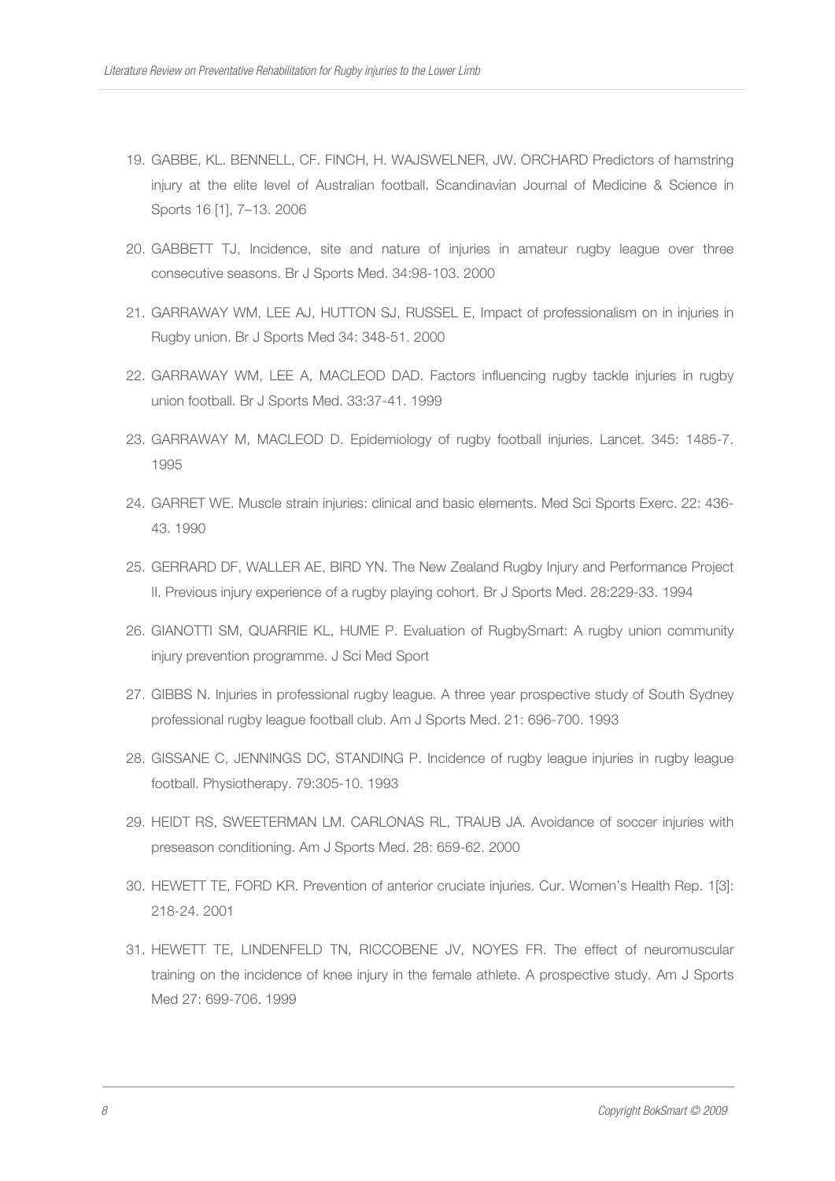19. GABBE, KL. BENNELL, CF. FINCH, H. WAJSWELNER, JW. ORCHARD Predictors of hamstring injury at the elite level of Australian football. Scandinavian Journal of Medicine & Science in Sports 16 [1], 7–13. 2006

20. GABBETT TJ, Incidence, site and nature of injuries in amateur rugby league over three consecutive seasons. Br J Sports Med. 34:98-103. 2000

21. GARRAWAY WM, LEE AJ, HUTTON SJ, RUSSEL E, Impact of professionalism on in injuries in Rugby union. Br J Sports Med 34: 348-51. 2000

22. GARRAWAY WM, LEE A, MACLEOD DAD. Factors influencing rugby tackle injuries in rugby union football. Br J Sports Med. 33:37-41. 1999

23. GARRAWAY M, MACLEOD D. Epidemiology of rugby football injuries. Lancet. 345: 1485-7. 1995

24. GARRET WE. Muscle strain injuries: clinical and basic elements. Med Sci Sports Exerc. 22: 436-43. 1990

25. GERRARD DF, WALLER AE, BIRD YN. The New Zealand Rugby Injury and Performance Project II. Previous injury experience of a rugby playing cohort. Br J Sports Med. 28:229-33. 1994

26. GIANOTTI SM, QUARRIE KL, HUME P. Evaluation of RugbySmart: A rugby union community injury prevention programme. J Sci Med Sport

27. GIBBS N. Injuries in professional rugby league. A three year prospective study of South Sydney professional rugby league football club. Am J Sports Med. 21: 696-700. 1993

28. GISSANE C, JENNINGS DC, STANDING P. Incidence of rugby league injuries in rugby league football. Physiotherapy. 79:305-10. 1993

29. HEIDT RS, SWEETERMAN LM. CARLONAS RL, TRAUB JA. Avoidance of soccer injuries with preseason conditioning. Am J Sports Med. 28: 659-62. 2000

30. HEWETT TE, FORD KR. Prevention of anterior cruciate injuries. Cur. Women's Health Rep. 1[3]: 218-24. 2001

31. HEWETT TE, LINDENFELD TN, RICCOBENE JV, NOYES FR. The effect of neuromuscular training on the incidence of knee injury in the female athlete. A prospective study. Am J Sports Med 27: 699-706. 1999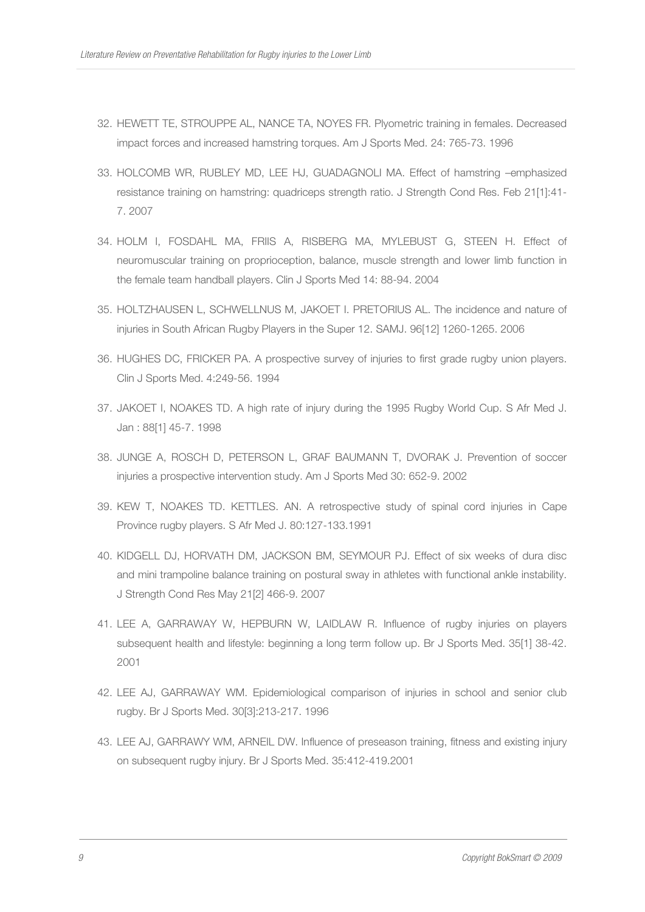32. HEWETT TE, STROUPPE AL, NANCE TA, NOYES FR. Plyometric training in females. Decreased impact forces and increased hamstring torques. Am J Sports Med. 24: 765-73. 1996

33. HOLCOMB WR, RUBLEY MD, LEE HJ, GUADAGNOLI MA. Effect of hamstring –emphasized resistance training on hamstring: quadriceps strength ratio. J Strength Cond Res. Feb 21[1]:41-7. 2007

34. HOLM I, FOSDAHL MA, FRIIS A, RISBERG MA, MYLEBUST G, STEEN H. Effect of neuromuscular training on proprioception, balance, muscle strength and lower limb function in the female team handball players. Clin J Sports Med 14: 88-94. 2004

35. HOLTZHAUSEN L, SCHWELLNUS M, JAKOET I. PRETORIUS AL. The incidence and nature of injuries in South African Rugby Players in the Super 12. SAMJ. 96[12] 1260-1265. 2006

36. HUGHES DC, FRICKER PA. A prospective survey of injuries to first grade rugby union players. Clin J Sports Med. 4:249-56. 1994

37. JAKOET I, NOAKES TD. A high rate of injury during the 1995 Rugby World Cup. S Afr Med J. Jan : 88[1] 45-7. 1998

38. JUNGE A, ROSCH D, PETERSON L, GRAF BAUMANN T, DVORAK J. Prevention of soccer injuries a prospective intervention study. Am J Sports Med 30: 652-9. 2002

39. KEW T, NOAKES TD. KETTLES. AN. A retrospective study of spinal cord injuries in Cape Province rugby players. S Afr Med J. 80:127-133.1991

40. KIDGELL DJ, HORVATH DM, JACKSON BM, SEYMOUR PJ. Effect of six weeks of dura disc and mini trampoline balance training on postural sway in athletes with functional ankle instability. J Strength Cond Res May 21[2] 466-9. 2007

41. LEE A, GARRAWAY W, HEPBURN W, LAIDLAW R. Influence of rugby injuries on players subsequent health and lifestyle: beginning a long term follow up. Br J Sports Med. 35[1] 38-42. 2001

42. LEE AJ, GARRAWAY WM. Epidemiological comparison of injuries in school and senior club rugby. Br J Sports Med. 30[3]:213-217. 1996

43. LEE AJ, GARRAWY WM, ARNEIL DW. Influence of preseason training, fitness and existing injury on subsequent rugby injury. Br J Sports Med. 35:412-419.2001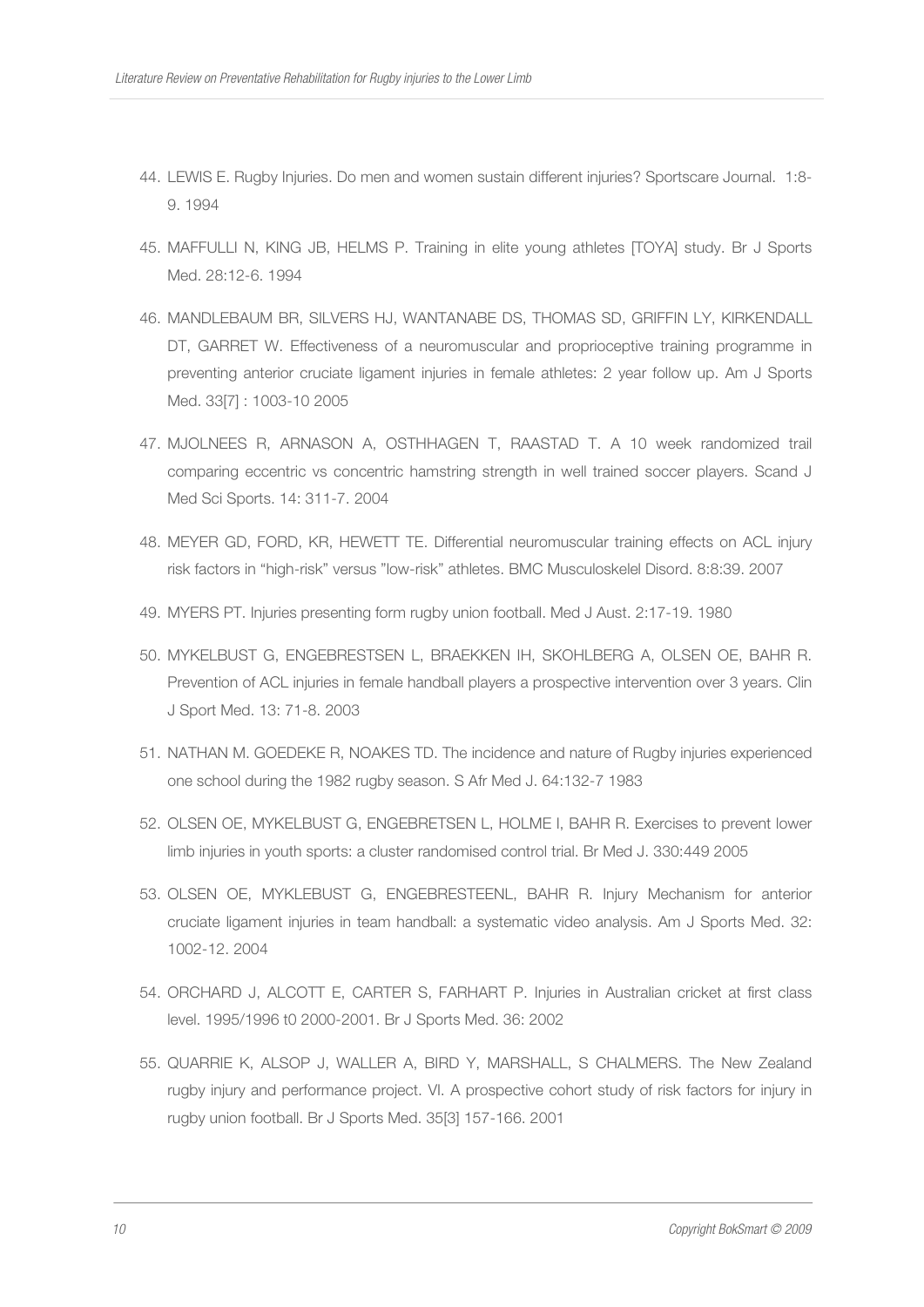44. LEWIS E. Rugby Injuries. Do men and women sustain different injuries? Sportscare Journal. 1:8-9. 1994

45. MAFFULLI N, KING JB, HELMS P. Training in elite young athletes [TOYA] study. Br J Sports Med. 28:12-6. 1994

46. MANDLEBAUM BR, SILVERS HJ, WANTANABE DS, THOMAS SD, GRIFFIN LY, KIRKENDALL DT, GARRET W. Effectiveness of a neuromuscular and proprioceptive training programme in preventing anterior cruciate ligament injuries in female athletes: 2 year follow up. Am J Sports Med. 33[7] : 1003-10 2005

47. MJOLNEES R, ARNASON A, OSTHHAGEN T, RAASTAD T. A 10 week randomized trail comparing eccentric vs concentric hamstring strength in well trained soccer players. Scand J Med Sci Sports. 14: 311-7. 2004

48. MEYER GD, FORD, KR, HEWETT TE. Differential neuromuscular training effects on ACL injury risk factors in "high-risk" versus "low-risk" athletes. BMC Musculoskelel Disord. 8:8:39. 2007

49. MYERS PT. Injuries presenting form rugby union football. Med J Aust. 2:17-19. 1980

50. MYKELBUST G, ENGEBRESTSEN L, BRAEKKEN IH, SKOHLBERG A, OLSEN OE, BAHR R. Prevention of ACL injuries in female handball players a prospective intervention over 3 years. Clin J Sport Med. 13: 71-8. 2003

51. NATHAN M. GOEDEKE R, NOAKES TD. The incidence and nature of Rugby injuries experienced one school during the 1982 rugby season. S Afr Med J. 64:132-7 1983

52. OLSEN OE, MYKELBUST G, ENGEBRETSEN L, HOLME I, BAHR R. Exercises to prevent lower limb injuries in youth sports: a cluster randomised control trial. Br Med J. 330:449 2005

53. OLSEN OE, MYKLEBUST G, ENGEBRESTEENL, BAHR R. Injury Mechanism for anterior cruciate ligament injuries in team handball: a systematic video analysis. Am J Sports Med. 32: 1002-12. 2004

54. ORCHARD J, ALCOTT E, CARTER S, FARHART P. Injuries in Australian cricket at first class level. 1995/1996 t0 2000-2001. Br J Sports Med. 36: 2002

55. QUARRIE K, ALSOP J, WALLER A, BIRD Y, MARSHALL, S CHALMERS. The New Zealand rugby injury and performance project. VI. A prospective cohort study of risk factors for injury in rugby union football. Br J Sports Med. 35[3] 157-166. 2001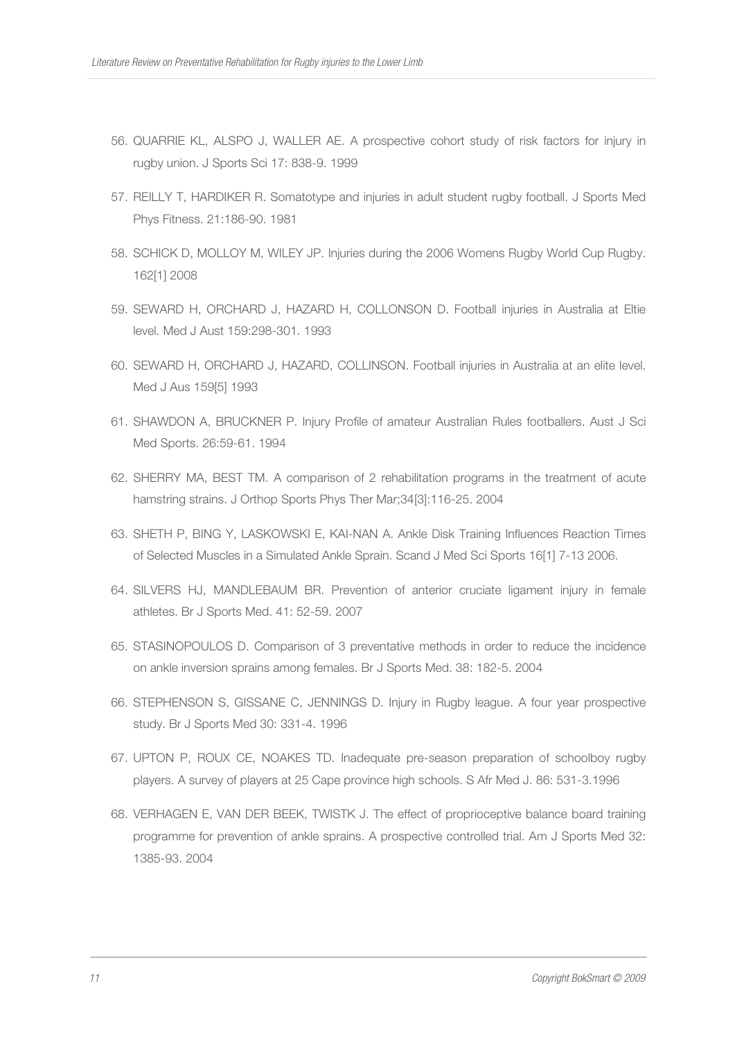56. QUARRIE KL, ALSPO J, WALLER AE. A prospective cohort study of risk factors for injury in rugby union. J Sports Sci 17: 838-9. 1999
57. REILLY T, HARDIKER R. Somatotype and injuries in adult student rugby football. J Sports Med Phys Fitness. 21:186-90. 1981
58. SCHICK D, MOLLOY M, WILEY JP. Injuries during the 2006 Womens Rugby World Cup Rugby. 162[1] 2008
59. SEWARD H, ORCHARD J, HAZARD H, COLLONSON D. Football injuries in Australia at Eltie level. Med J Aust 159:298-301. 1993
60. SEWARD H, ORCHARD J, HAZARD, COLLINSON. Football injuries in Australia at an elite level. Med J Aus 159[5] 1993
61. SHAWDON A, BRUCKNER P. Injury Profile of amateur Australian Rules footballers. Aust J Sci Med Sports. 26:59-61. 1994
62. SHERRY MA, BEST TM. A comparison of 2 rehabilitation programs in the treatment of acute hamstring strains. J Orthop Sports Phys Ther Mar;34[3]:116-25. 2004
63. SHETH P, BING Y, LASKOWSKI E, KAI-NAN A. Ankle Disk Training Influences Reaction Times of Selected Muscles in a Simulated Ankle Sprain. Scand J Med Sci Sports 16[1] 7-13 2006.
64. SILVERS HJ, MANDLEBAUM BR. Prevention of anterior cruciate ligament injury in female athletes. Br J Sports Med. 41: 52-59. 2007
65. STASINOPOULOS D. Comparison of 3 preventative methods in order to reduce the incidence on ankle inversion sprains among females. Br J Sports Med. 38: 182-5. 2004
66. STEPHENSON S, GISSANE C, JENNINGS D. Injury in Rugby league. A four year prospective study. Br J Sports Med 30: 331-4. 1996
67. UPTON P, ROUX CE, NOAKES TD. Inadequate pre-season preparation of schoolboy rugby players. A survey of players at 25 Cape province high schools. S Afr Med J. 86: 531-3.1996
68. VERHAGEN E, VAN DER BEEK, TWISTK J. The effect of proprioceptive balance board training programme for prevention of ankle sprains. A prospective controlled trial. Am J Sports Med 32: 1385-93. 2004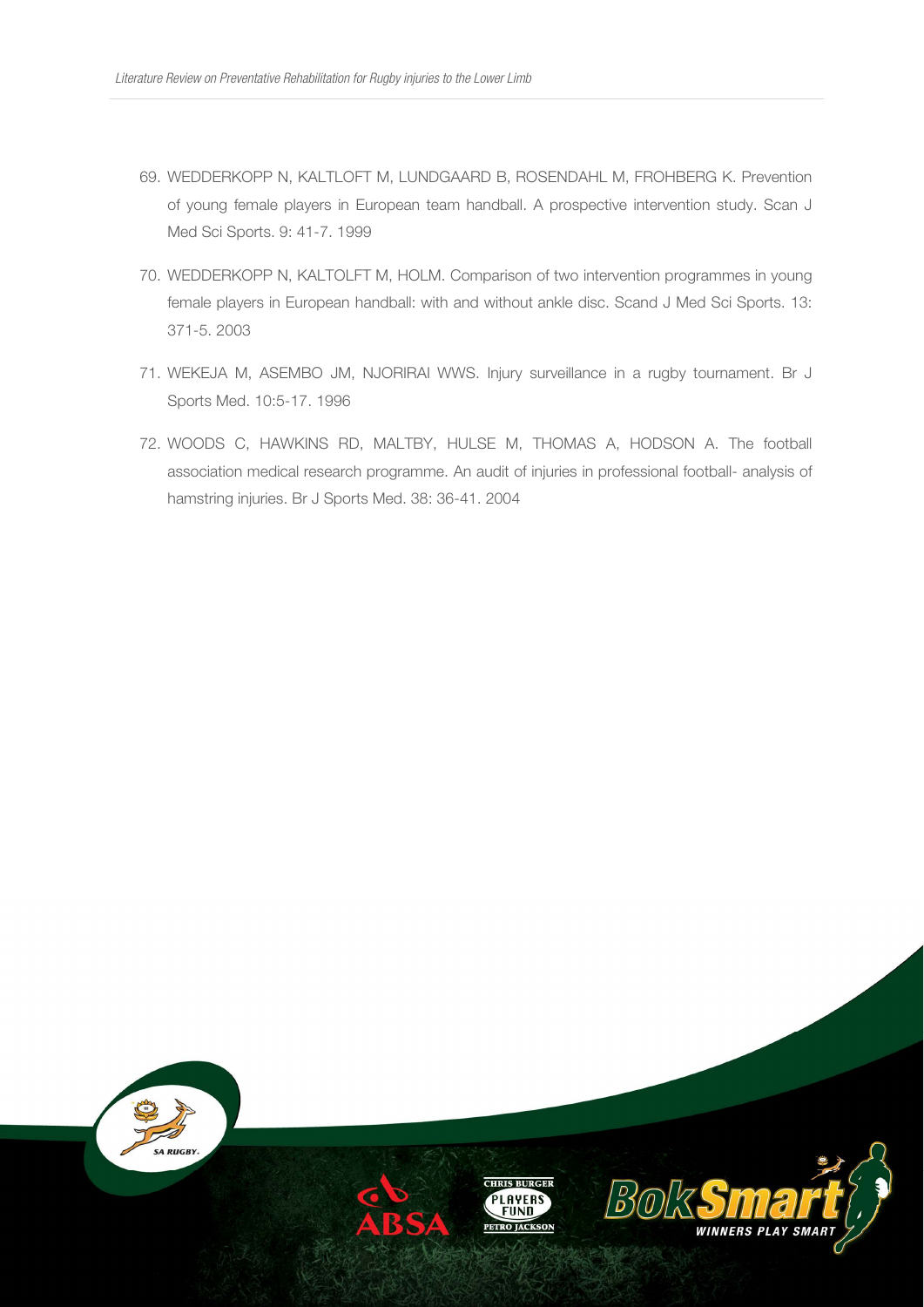69. WEDDERKOPP N, KALTLOFT M, LUNDGAARD B, ROSENDAHL M, FROHBERG K. Prevention of young female players in European team handball. A prospective intervention study. Scan J Med Sci Sports. 9: 41-7. 1999

70. WEDDERKOPP N, KALTOLFT M, HOLM. Comparison of two intervention programmes in young female players in European handball: with and without ankle disc. Scand J Med Sci Sports. 13: 371-5. 2003

71. WEKEJA M, ASEMBO JM, NJORIRAI WWS. Injury surveillance in a rugby tournament. Br J Sports Med. 10:5-17. 1996

72. WOODS C, HAWKINS RD, MALTBY, HULSE M, THOMAS A, HODSON A. The football association medical research programme. An audit of injuries in professional football- analysis of hamstring injuries. Br J Sports Med. 38: 36-41. 2004